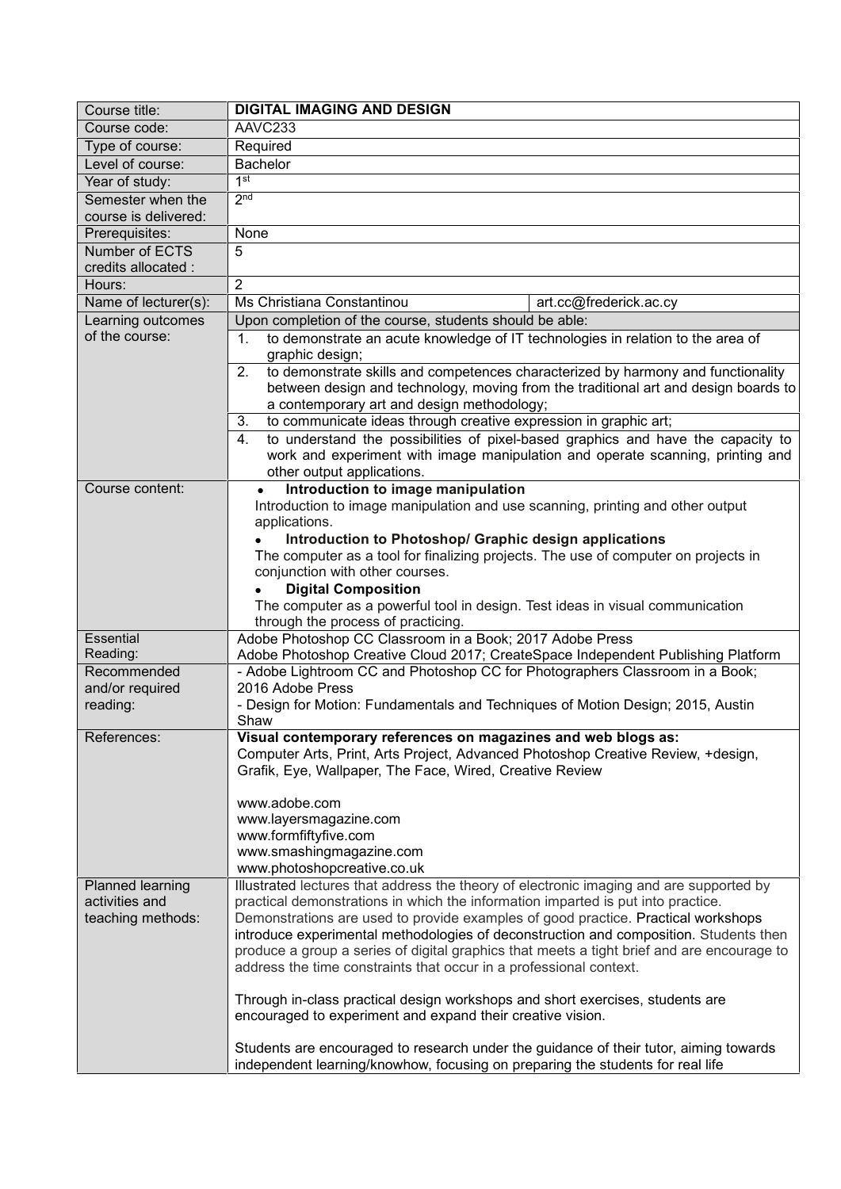| Course title: | **DIGITAL IMAGING AND DESIGN** | |
|---|---|---|
| Course code: | AAVC233 | |
| Type of course: | Required | |
| Level of course: | Bachelor | |
| Year of study: | 1st | |
| Semester when the course is delivered: | 2nd | |
| Prerequisites: | None | |
| Number of ECTS credits allocated : | 5 | |
| Hours: | 2 | |
| Name of lecturer(s): | Ms Christiana Constantinou | art.cc@frederick.ac.cy |
| Learning outcomes of the course: | Upon completion of the course, students should be able:<br>1. to demonstrate an acute knowledge of IT technologies in relation to the area of graphic design;<br>2. to demonstrate skills and competences characterized by harmony and functionality between design and technology, moving from the traditional art and design boards to a contemporary art and design methodology;<br>3. to communicate ideas through creative expression in graphic art;<br>4. to understand the possibilities of pixel-based graphics and have the capacity to work and experiment with image manipulation and operate scanning, printing and other output applications. | |
| Course content: | • **Introduction to image manipulation**<br>Introduction to image manipulation and use scanning, printing and other output applications.<br>• **Introduction to Photoshop/ Graphic design applications**<br>The computer as a tool for finalizing projects. The use of computer on projects in conjunction with other courses.<br>• **Digital Composition**<br>The computer as a powerful tool in design. Test ideas in visual communication through the process of practicing. | |
| Essential Reading: | Adobe Photoshop CC Classroom in a Book; 2017 Adobe Press<br>Adobe Photoshop Creative Cloud 2017; CreateSpace Independent Publishing Platform | |
| Recommended and/or required reading: | - Adobe Lightroom CC and Photoshop CC for Photographers Classroom in a Book; 2016 Adobe Press<br>- Design for Motion: Fundamentals and Techniques of Motion Design; 2015, Austin Shaw | |
| References: | **Visual contemporary references on magazines and web blogs as:**<br>Computer Arts, Print, Arts Project, Advanced Photoshop Creative Review, +design, Grafik, Eye, Wallpaper, The Face, Wired, Creative Review<br><br>www.adobe.com<br>www.layersmagazine.com<br>www.formfiftyfive.com<br>www.smashingmagazine.com<br>www.photoshopcreative.co.uk | |
| Planned learning activities and teaching methods: | Illustrated lectures that address the theory of electronic imaging and are supported by practical demonstrations in which the information imparted is put into practice. Demonstrations are used to provide examples of good practice. Practical workshops introduce experimental methodologies of deconstruction and composition. Students then produce a group a series of digital graphics that meets a tight brief and are encourage to address the time constraints that occur in a professional context.<br><br>Through in-class practical design workshops and short exercises, students are encouraged to experiment and expand their creative vision.<br><br>Students are encouraged to research under the guidance of their tutor, aiming towards independent learning/knowhow, focusing on preparing the students for real life | |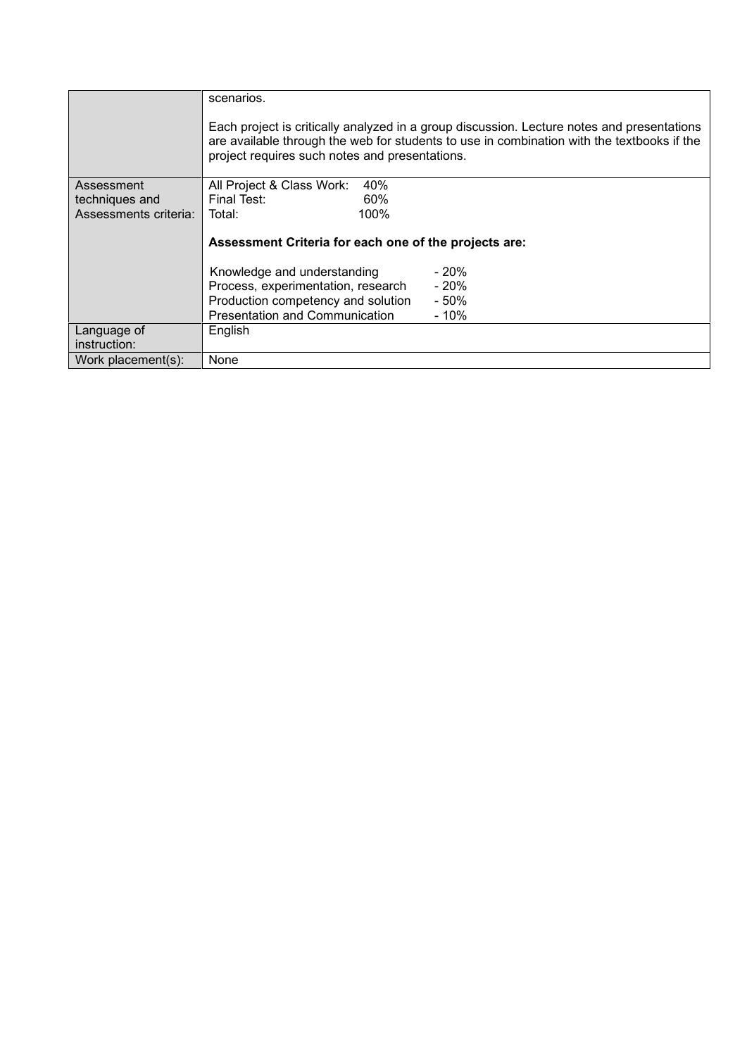| | |
|---|---|
| | scenarios.<br><br>Each project is critically analyzed in a group discussion. Lecture notes and presentations are available through the web for students to use in combination with the textbooks if the project requires such notes and presentations. |
| Assessment techniques and Assessments criteria: | All Project & Class Work: 40%<br>Final Test: 60%<br>Total: 100%<br><br>**Assessment Criteria for each one of the projects are:**<br><br>Knowledge and understanding - 20%<br>Process, experimentation, research - 20%<br>Production competency and solution - 50%<br>Presentation and Communication - 10% |
| Language of instruction: | English |
| Work placement(s): | None |